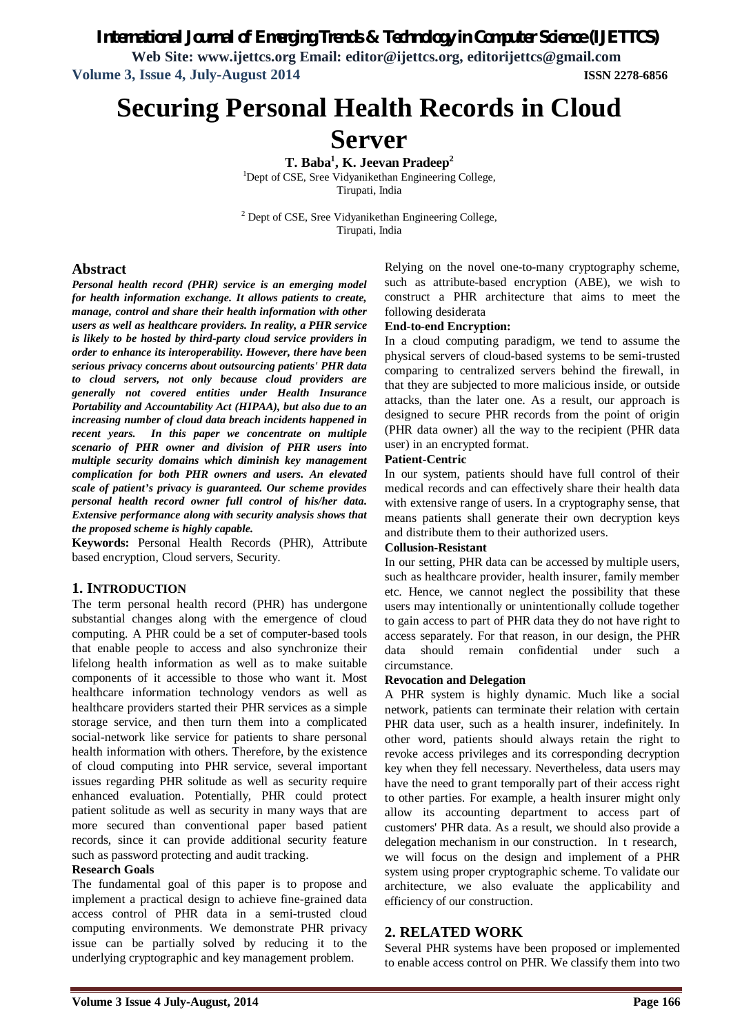# Securing Personal Health Records in Cloud Server

**T. Baba[1], K. Jeevan Pradeep[2]**

[1]Dept of CSE, Sree Vidyanikethan Engineering College, Tirupati, India

[2] Dept of CSE, Sree Vidyanikethan Engineering College, Tirupati, India

## Abstract

***Personal health record (PHR) service is an emerging model for health information exchange. It allows patients to create, manage, control and share their health information with other users as well as healthcare providers. In reality, a PHR service is likely to be hosted by third-party cloud service providers in order to enhance its interoperability. However, there have been serious privacy concerns about outsourcing patients' PHR data to cloud servers, not only because cloud providers are generally not covered entities under Health Insurance Portability and Accountability Act (HIPAA), but also due to an increasing number of cloud data breach incidents happened in recent years. In this paper we concentrate on multiple scenario of PHR owner and division of PHR users into multiple security domains which diminish key management complication for both PHR owners and users. An elevated scale of patient's privacy is guaranteed. Our scheme provides personal health record owner full control of his/her data. Extensive performance along with security analysis shows that the proposed scheme is highly capable.***

**Keywords:** Personal Health Records (PHR), Attribute based encryption, Cloud servers, Security.

## 1. INTRODUCTION

The term personal health record (PHR) has undergone substantial changes along with the emergence of cloud computing. A PHR could be a set of computer-based tools that enable people to access and also synchronize their lifelong health information as well as to make suitable components of it accessible to those who want it. Most healthcare information technology vendors as well as healthcare providers started their PHR services as a simple storage service, and then turn them into a complicated social-network like service for patients to share personal health information with others. Therefore, by the existence of cloud computing into PHR service, several important issues regarding PHR solitude as well as security require enhanced evaluation. Potentially, PHR could protect patient solitude as well as security in many ways that are more secured than conventional paper based patient records, since it can provide additional security feature such as password protecting and audit tracking.

**Research Goals**

The fundamental goal of this paper is to propose and implement a practical design to achieve fine-grained data access control of PHR data in a semi-trusted cloud computing environments. We demonstrate PHR privacy issue can be partially solved by reducing it to the underlying cryptographic and key management problem.

Relying on the novel one-to-many cryptography scheme, such as attribute-based encryption (ABE), we wish to construct a PHR architecture that aims to meet the following desiderata

**End-to-end Encryption:**

In a cloud computing paradigm, we tend to assume the physical servers of cloud-based systems to be semi-trusted comparing to centralized servers behind the firewall, in that they are subjected to more malicious inside, or outside attacks, than the later one. As a result, our approach is designed to secure PHR records from the point of origin (PHR data owner) all the way to the recipient (PHR data user) in an encrypted format.

**Patient-Centric**

In our system, patients should have full control of their medical records and can effectively share their health data with extensive range of users. In a cryptography sense, that means patients shall generate their own decryption keys and distribute them to their authorized users.

**Collusion-Resistant**

In our setting, PHR data can be accessed by multiple users, such as healthcare provider, health insurer, family member etc. Hence, we cannot neglect the possibility that these users may intentionally or unintentionally collude together to gain access to part of PHR data they do not have right to access separately. For that reason, in our design, the PHR data should remain confidential under such a circumstance.

**Revocation and Delegation**

A PHR system is highly dynamic. Much like a social network, patients can terminate their relation with certain PHR data user, such as a health insurer, indefinitely. In other word, patients should always retain the right to revoke access privileges and its corresponding decryption key when they fell necessary. Nevertheless, data users may have the need to grant temporally part of their access right to other parties. For example, a health insurer might only allow its accounting department to access part of customers' PHR data. As a result, we should also provide a delegation mechanism in our construction. In t research, we will focus on the design and implement of a PHR system using proper cryptographic scheme. To validate our architecture, we also evaluate the applicability and efficiency of our construction.

## 2. RELATED WORK

Several PHR systems have been proposed or implemented to enable access control on PHR. We classify them into two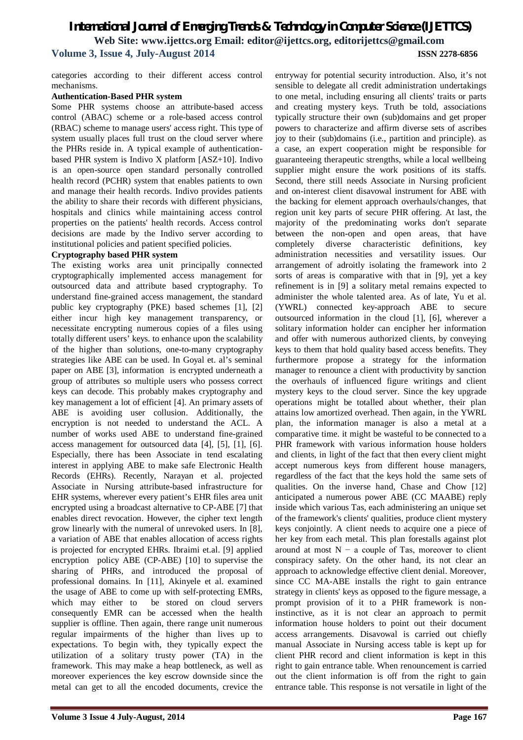categories according to their different access control mechanisms.

**Authentication-Based PHR system**

Some PHR systems choose an attribute-based access control (ABAC) scheme or a role-based access control (RBAC) scheme to manage users' access right. This type of system usually places full trust on the cloud server where the PHRs reside in. A typical example of authentication-based PHR system is Indivo X platform [ASZ+10]. Indivo is an open-source open standard personally controlled health record (PCHR) system that enables patients to own and manage their health records. Indivo provides patients the ability to share their records with different physicians, hospitals and clinics while maintaining access control properties on the patients' health records. Access control decisions are made by the Indivo server according to institutional policies and patient specified policies.

**Cryptography based PHR system**

The existing works area unit principally connected cryptographically implemented access management for outsourced data and attribute based cryptography. To understand fine-grained access management, the standard public key cryptography (PKE) based schemes [1], [2] either incur high key management transparency, or necessitate encrypting numerous copies of a files using totally different users' keys. to enhance upon the scalability of the higher than solutions, one-to-many cryptography strategies like ABE can be used. In Goyal et. al's seminal paper on ABE [3], information is encrypted underneath a group of attributes so multiple users who possess correct keys can decode. This probably makes cryptography and key management a lot of efficient [4]. An primary assets of ABE is avoiding user collusion. Additionally, the encryption is not needed to understand the ACL. A number of works used ABE to understand fine-grained access management for outsourced data [4], [5], [1], [6]. Especially, there has been Associate in tend escalating interest in applying ABE to make safe Electronic Health Records (EHRs). Recently, Narayan et al. projected Associate in Nursing attribute-based infrastructure for EHR systems, wherever every patient's EHR files area unit encrypted using a broadcast alternative to CP-ABE [7] that enables direct revocation. However, the cipher text length grow linearly with the numeral of unrevoked users. In [8], a variation of ABE that enables allocation of access rights is projected for encrypted EHRs. Ibraimi et.al. [9] applied encryption policy ABE (CP-ABE) [10] to supervise the sharing of PHRs, and introduced the proposal of professional domains. In [11], Akinyele et al. examined the usage of ABE to come up with self-protecting EMRs, which may either to be stored on cloud servers consequently EMR can be accessed when the health supplier is offline. Then again, there range unit numerous regular impairments of the higher than lives up to expectations. To begin with, they typically expect the utilization of a solitary trusty power (TA) in the framework. This may make a heap bottleneck, as well as moreover experiences the key escrow downside since the metal can get to all the encoded documents, crevice the entryway for potential security introduction. Also, it's not sensible to delegate all credit administration undertakings to one metal, including ensuring all clients' traits or parts and creating mystery keys. Truth be told, associations typically structure their own (sub)domains and get proper powers to characterize and affirm diverse sets of ascribes joy to their (sub)domains (i.e., partition and principle). as a case, an expert cooperation might be responsible for guaranteeing therapeutic strengths, while a local wellbeing supplier might ensure the work positions of its staffs. Second, there still needs Associate in Nursing proficient and on-interest client disavowal instrument for ABE with the backing for element approach overhauls/changes, that region unit key parts of secure PHR offering. At last, the majority of the predominating works don't separate between the non-open and open areas, that have completely diverse characteristic definitions, key administration necessities and versatility issues. Our arrangement of adroitly isolating the framework into 2 sorts of areas is comparative with that in [9], yet a key refinement is in [9] a solitary metal remains expected to administer the whole talented area. As of late, Yu et al. (YWRL) connected key-approach ABE to secure outsourced information in the cloud [1], [6], wherever a solitary information holder can encipher her information and offer with numerous authorized clients, by conveying keys to them that hold quality based access benefits. They furthermore propose a strategy for the information manager to renounce a client with productivity by sanction the overhauls of influenced figure writings and client mystery keys to the cloud server. Since the key upgrade operations might be totalled about whether, their plan attains low amortized overhead. Then again, in the YWRL plan, the information manager is also a metal at a comparative time. it might be wasteful to be connected to a PHR framework with various information house holders and clients, in light of the fact that then every client might accept numerous keys from different house managers, regardless of the fact that the keys hold the same sets of qualities. On the inverse hand, Chase and Chow [12] anticipated a numerous power ABE (CC MAABE) reply inside which various Tas, each administering an unique set of the framework's clients' qualities, produce client mystery keys conjointly. A client needs to acquire one a piece of her key from each metal. This plan forestalls against plot around at most N − a couple of Tas, moreover to client conspiracy safety. On the other hand, its not clear an approach to acknowledge effective client denial. Moreover, since CC MA-ABE installs the right to gain entrance strategy in clients' keys as opposed to the figure message, a prompt provision of it to a PHR framework is non-instinctive, as it is not clear an approach to permit information house holders to point out their document access arrangements. Disavowal is carried out chiefly manual Associate in Nursing access table is kept up for client PHR record and client information is kept in this right to gain entrance table. When renouncement is carried out the client information is off from the right to gain entrance table. This response is not versatile in light of the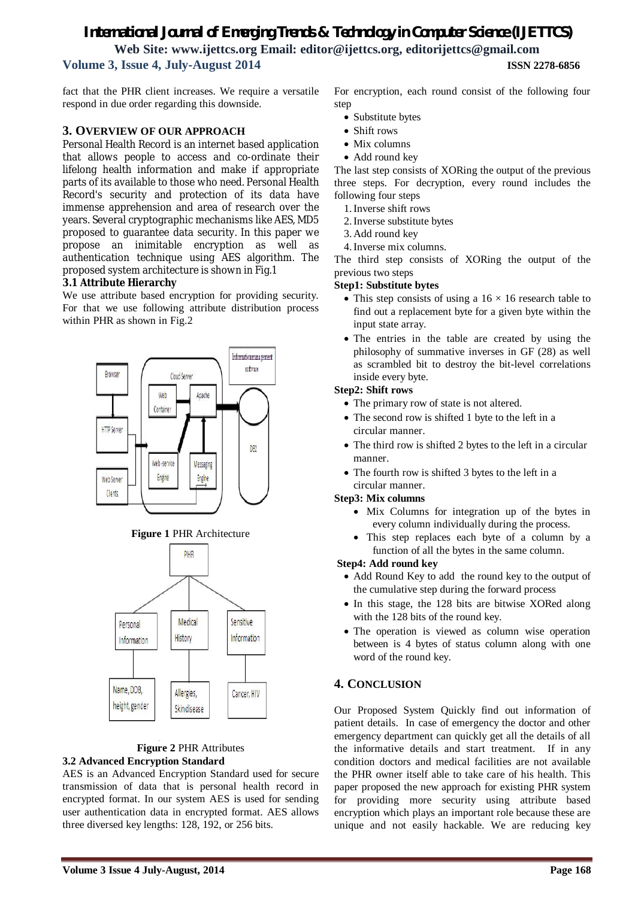fact that the PHR client increases. We require a versatile respond in due order regarding this downside.

## 3. OVERVIEW OF OUR APPROACH

Personal Health Record is an internet based application that allows people to access and co-ordinate their lifelong health information and make if appropriate parts of its available to those who need. Personal Health Record's security and protection of its data have immense apprehension and area of research over the years. Several cryptographic mechanisms like AES, MD5 proposed to guarantee data security. In this paper we propose an inimitable encryption as well as authentication technique using AES algorithm. The proposed system architecture is shown in Fig.1

### 3.1 Attribute Hierarchy

We use attribute based encryption for providing security. For that we use following attribute distribution process within PHR as shown in Fig.2

**Figure 1** PHR Architecture

**Figure 2** PHR Attributes

### 3.2 Advanced Encryption Standard

AES is an Advanced Encryption Standard used for secure transmission of data that is personal health record in encrypted format. In our system AES is used for sending user authentication data in encrypted format. AES allows three diversed key lengths: 128, 192, or 256 bits.

For encryption, each round consist of the following four step

- Substitute bytes
- Shift rows
- Mix columns
- Add round key

The last step consists of XORing the output of the previous three steps. For decryption, every round includes the following four steps

1. Inverse shift rows
2. Inverse substitute bytes
3. Add round key
4. Inverse mix columns.

The third step consists of XORing the output of the previous two steps

**Step1: Substitute bytes**

- This step consists of using a $16 \times 16$ research table to find out a replacement byte for a given byte within the input state array.
- The entries in the table are created by using the philosophy of summative inverses in GF (28) as well as scrambled bit to destroy the bit-level correlations inside every byte.

**Step2: Shift rows**

- The primary row of state is not altered.
- The second row is shifted 1 byte to the left in a circular manner.
- The third row is shifted 2 bytes to the left in a circular manner.
- The fourth row is shifted 3 bytes to the left in a circular manner.

**Step3: Mix columns**

- Mix Columns for integration up of the bytes in every column individually during the process.
- This step replaces each byte of a column by a function of all the bytes in the same column.

**Step4: Add round key**

- Add Round Key to add the round key to the output of the cumulative step during the forward process
- In this stage, the 128 bits are bitwise XORed along with the 128 bits of the round key.
- The operation is viewed as column wise operation between is 4 bytes of status column along with one word of the round key.

## 4. CONCLUSION

Our Proposed System Quickly find out information of patient details. In case of emergency the doctor and other emergency department can quickly get all the details of all the informative details and start treatment. If in any condition doctors and medical facilities are not available the PHR owner itself able to take care of his health. This paper proposed the new approach for existing PHR system for providing more security using attribute based encryption which plays an important role because these are unique and not easily hackable. We are reducing key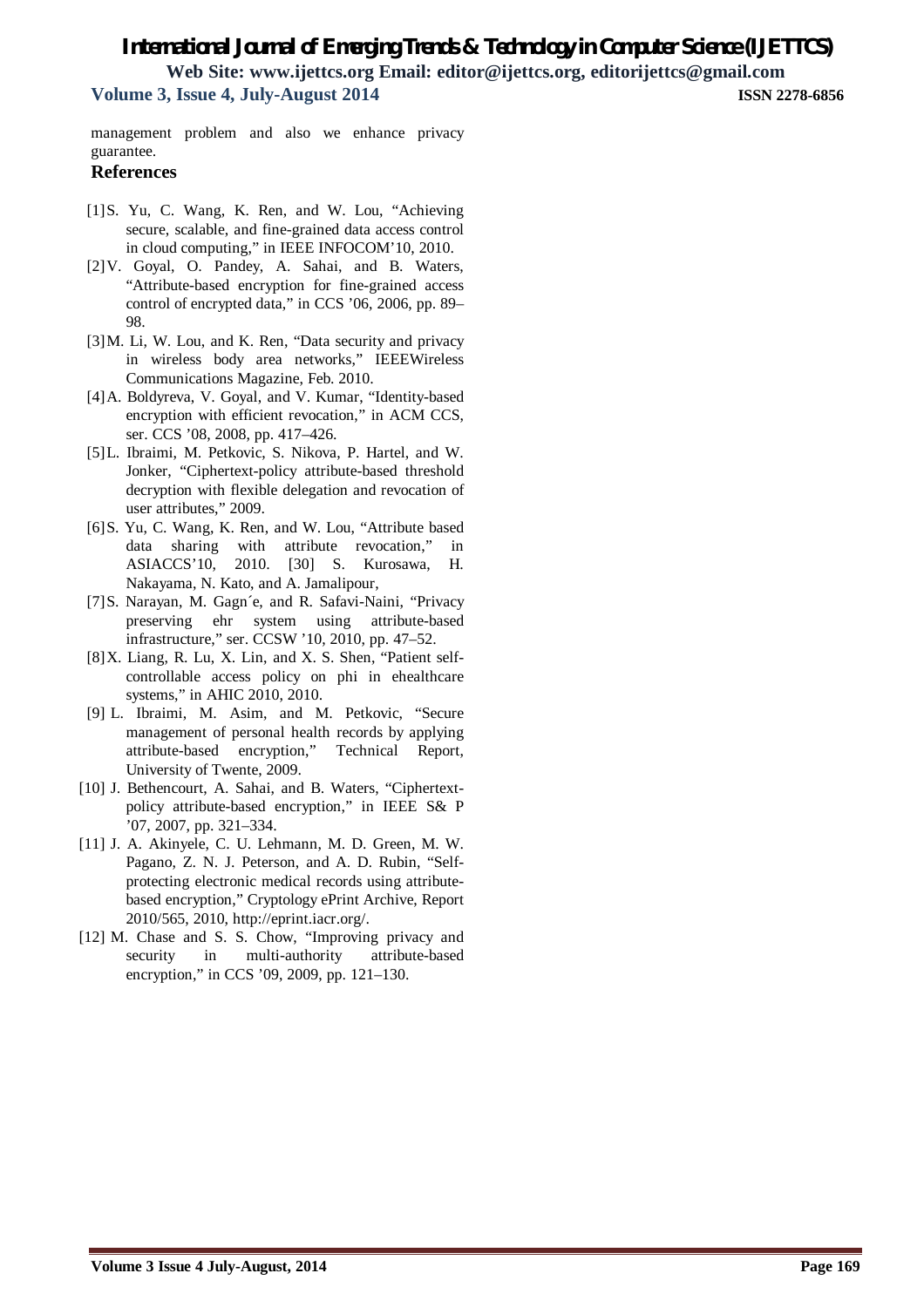management problem and also we enhance privacy guarantee.

## References

[1] S. Yu, C. Wang, K. Ren, and W. Lou, "Achieving secure, scalable, and fine-grained data access control in cloud computing," in IEEE INFOCOM'10, 2010.

[2] V. Goyal, O. Pandey, A. Sahai, and B. Waters, "Attribute-based encryption for fine-grained access control of encrypted data," in CCS '06, 2006, pp. 89–98.

[3] M. Li, W. Lou, and K. Ren, "Data security and privacy in wireless body area networks," IEEEWireless Communications Magazine, Feb. 2010.

[4] A. Boldyreva, V. Goyal, and V. Kumar, "Identity-based encryption with efficient revocation," in ACM CCS, ser. CCS '08, 2008, pp. 417–426.

[5] L. Ibraimi, M. Petkovic, S. Nikova, P. Hartel, and W. Jonker, "Ciphertext-policy attribute-based threshold decryption with flexible delegation and revocation of user attributes," 2009.

[6] S. Yu, C. Wang, K. Ren, and W. Lou, "Attribute based data sharing with attribute revocation," in ASIACCS'10, 2010. [30] S. Kurosawa, H. Nakayama, N. Kato, and A. Jamalipour,

[7] S. Narayan, M. Gagn´e, and R. Safavi-Naini, "Privacy preserving ehr system using attribute-based infrastructure," ser. CCSW '10, 2010, pp. 47–52.

[8] X. Liang, R. Lu, X. Lin, and X. S. Shen, "Patient self-controllable access policy on phi in ehealthcare systems," in AHIC 2010, 2010.

[9] L. Ibraimi, M. Asim, and M. Petkovic, "Secure management of personal health records by applying attribute-based encryption," Technical Report, University of Twente, 2009.

[10] J. Bethencourt, A. Sahai, and B. Waters, "Ciphertext-policy attribute-based encryption," in IEEE S& P '07, 2007, pp. 321–334.

[11] J. A. Akinyele, C. U. Lehmann, M. D. Green, M. W. Pagano, Z. N. J. Peterson, and A. D. Rubin, "Self-protecting electronic medical records using attribute-based encryption," Cryptology ePrint Archive, Report 2010/565, 2010, http://eprint.iacr.org/.

[12] M. Chase and S. S. Chow, "Improving privacy and security in multi-authority attribute-based encryption," in CCS '09, 2009, pp. 121–130.